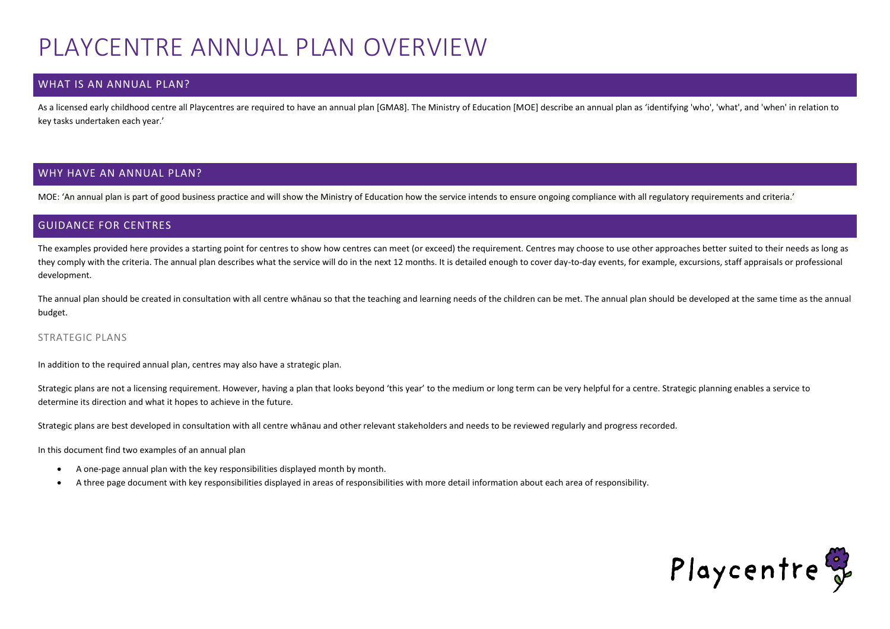# PLAYCENTRE ANNUAL PLAN OVERVIEW

## WHAT IS AN ANNUAL PLAN?

As a licensed early childhood centre all Playcentres are required to have an annual plan [GMA8]. The Ministry of Education [MOE] describe an annual plan as 'identifying 'who', 'what', and 'when' in relation to key tasks undertaken each year.'

## WHY HAVE AN ANNUAL PLAN?

MOE: 'An annual plan is part of good business practice and will show the Ministry of Education how the service intends to ensure ongoing compliance with all regulatory requirements and criteria.'

## GUIDANCE FOR CENTRES

The examples provided here provides a starting point for centres to show how centres can meet (or exceed) the requirement. Centres may choose to use other approaches better suited to their needs as long as they comply with the criteria. The annual plan describes what the service will do in the next 12 months. It is detailed enough to cover day-to-day events, for example, excursions, staff appraisals or professional development.

The annual plan should be created in consultation with all centre whānau so that the teaching and learning needs of the children can be met. The annual plan should be developed at the same time as the annual budget.

### STRATEGIC PLANS

In addition to the required annual plan, centres may also have a strategic plan.

Strategic plans are not a licensing requirement. However, having a plan that looks beyond 'this year' to the medium or long term can be very helpful for a centre. Strategic planning enables a service to determine its direction and what it hopes to achieve in the future.

Strategic plans are best developed in consultation with all centre whānau and other relevant stakeholders and needs to be reviewed regularly and progress recorded.

In this document find two examples of an annual plan

- A one-page annual plan with the key responsibilities displayed month by month.
- A three page document with key responsibilities displayed in areas of responsibilities with more detail information about each area of responsibility.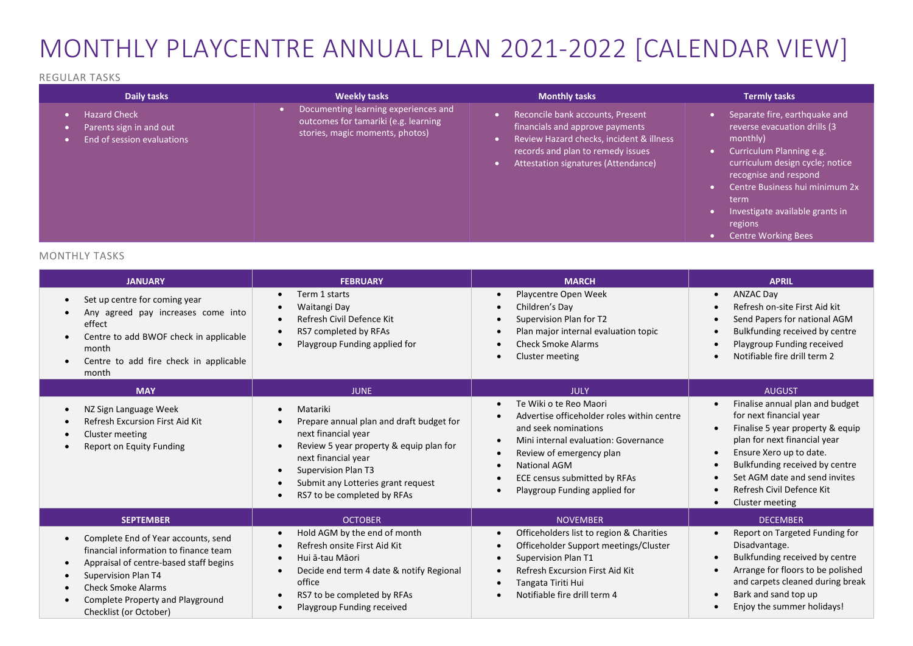# MONTHLY PLAYCENTRE ANNUAL PLAN 2021-2022 [CALENDAR VIEW]

## REGULAR TASKS

| Daily tasks | Weekly tasks | Monthly tasks | Termly tasks |
|---|---|---|---|
| • Hazard Check<br>• Parents sign in and out<br>• End of session evaluations | • Documenting learning experiences and outcomes for tamariki (e.g. learning stories, magic moments, photos) | • Reconcile bank accounts, Present financials and approve payments<br>• Review Hazard checks, incident & illness records and plan to remedy issues<br>• Attestation signatures (Attendance) | • Separate fire, earthquake and reverse evacuation drills (3 monthly)<br>• Curriculum Planning e.g. curriculum design cycle; notice recognise and respond<br>• Centre Business hui minimum 2x term<br>• Investigate available grants in regions<br>• Centre Working Bees |

## MONTHLY TASKS

| JANUARY | FEBRUARY | MARCH | APRIL |
|---|---|---|---|
| • Set up centre for coming year<br>• Any agreed pay increases come into effect<br>• Centre to add BWOF check in applicable month<br>• Centre to add fire check in applicable month | • Term 1 starts<br>• Waitangi Day<br>• Refresh Civil Defence Kit<br>• RS7 completed by RFAs<br>• Playgroup Funding applied for | • Playcentre Open Week<br>• Children's Day<br>• Supervision Plan for T2<br>• Plan major internal evaluation topic<br>• Check Smoke Alarms<br>• Cluster meeting | • ANZAC Day<br>• Refresh on-site First Aid kit<br>• Send Papers for national AGM<br>• Bulkfunding received by centre<br>• Playgroup Funding received<br>• Notifiable fire drill term 2 |
| **MAY** | **JUNE** | **JULY** | **AUGUST** |
| • NZ Sign Language Week<br>• Refresh Excursion First Aid Kit<br>• Cluster meeting<br>• Report on Equity Funding | • Matariki<br>• Prepare annual plan and draft budget for next financial year<br>• Review 5 year property & equip plan for next financial year<br>• Supervision Plan T3<br>• Submit any Lotteries grant request<br>• RS7 to be completed by RFAs | • Te Wiki o te Reo Maori<br>• Advertise officeholder roles within centre and seek nominations<br>• Mini internal evaluation: Governance<br>• Review of emergency plan<br>• National AGM<br>• ECE census submitted by RFAs<br>• Playgroup Funding applied for | • Finalise annual plan and budget for next financial year<br>• Finalise 5 year property & equip plan for next financial year<br>• Ensure Xero up to date.<br>• Bulkfunding received by centre<br>• Set AGM date and send invites<br>• Refresh Civil Defence Kit<br>• Cluster meeting |
| **SEPTEMBER** | **OCTOBER** | **NOVEMBER** | **DECEMBER** |
| • Complete End of Year accounts, send financial information to finance team<br>• Appraisal of centre-based staff begins<br>• Supervision Plan T4<br>• Check Smoke Alarms<br>• Complete Property and Playground Checklist (or October) | • Hold AGM by the end of month<br>• Refresh onsite First Aid Kit<br>• Hui ā-tau Māori<br>• Decide end term 4 date & notify Regional office<br>• RS7 to be completed by RFAs<br>• Playgroup Funding received | • Officeholders list to region & Charities<br>• Officeholder Support meetings/Cluster<br>• Supervision Plan T1<br>• Refresh Excursion First Aid Kit<br>• Tangata Tiriti Hui<br>• Notifiable fire drill term 4 | • Report on Targeted Funding for Disadvantage.<br>• Bulkfunding received by centre<br>• Arrange for floors to be polished and carpets cleaned during break<br>• Bark and sand top up<br>• Enjoy the summer holidays! |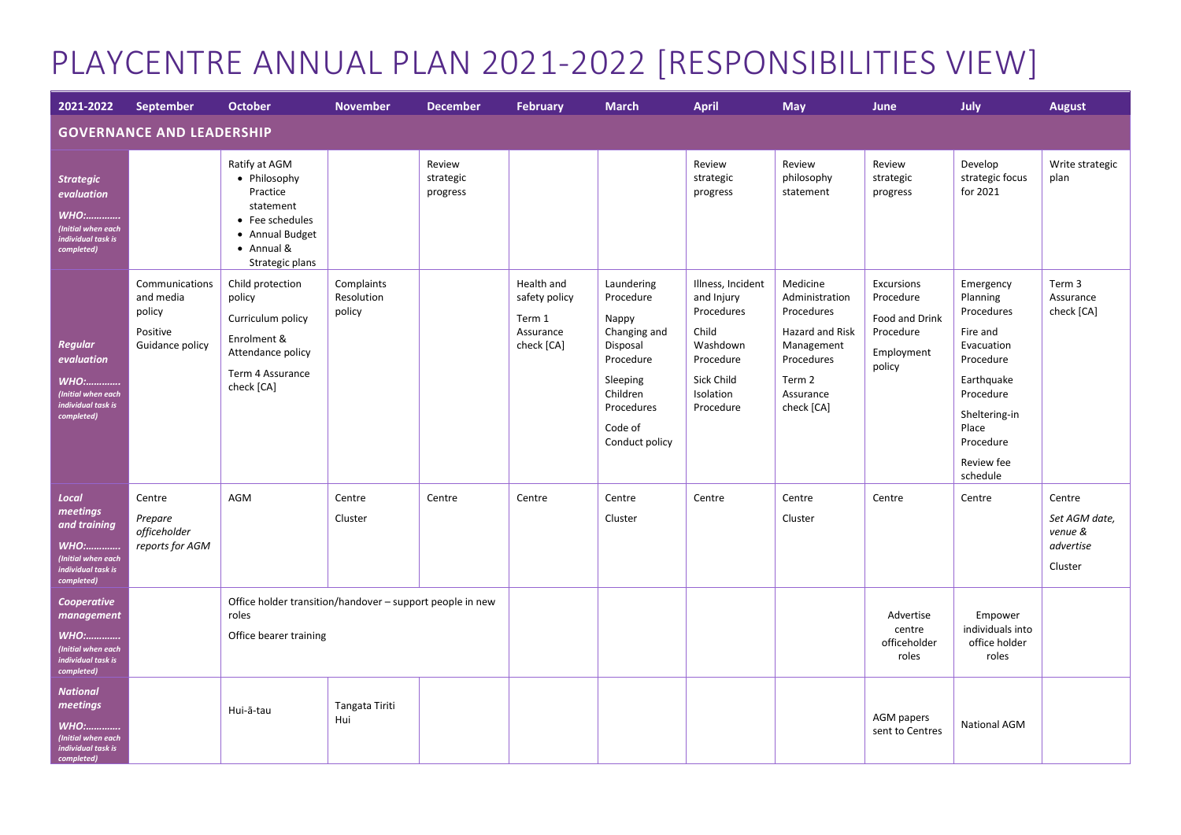# PLAYCENTRE ANNUAL PLAN 2021-2022 [RESPONSIBILITIES VIEW]

| 2021-2022 | September | October | November | December | February | March | April | May | June | July | August |
|---|---|---|---|---|---|---|---|---|---|---|---|
| **GOVERNANCE AND LEADERSHIP** | | | | | | | | | | | |
| ***Strategic evaluation*** ***WHO:…………*** *(Initial when each individual task is completed)* | | Ratify at AGM<br>• Philosophy Practice statement<br>• Fee schedules<br>• Annual Budget<br>• Annual & Strategic plans | | Review strategic progress | | | Review strategic progress | Review philosophy statement | Review strategic progress | Develop strategic focus for 2021 | Write strategic plan |
| ***Regular evaluation*** ***WHO:…………*** *(Initial when each individual task is completed)* | Communications and media policy<br>Positive Guidance policy | Child protection policy<br>Curriculum policy<br>Enrolment & Attendance policy<br>Term 4 Assurance check [CA] | Complaints Resolution policy | | Health and safety policy<br>Term 1 Assurance check [CA] | Laundering Procedure<br>Nappy Changing and Disposal Procedure<br>Sleeping Children Procedures<br>Code of Conduct policy | Illness, Incident and Injury Procedures<br>Child Washdown Procedure<br>Sick Child Isolation Procedure | Medicine Administration Procedures<br>Hazard and Risk Management Procedures<br>Term 2 Assurance check [CA] | Excursions Procedure<br>Food and Drink Procedure<br>Employment policy | Emergency Planning Procedures<br>Fire and Evacuation Procedure<br>Earthquake Procedure<br>Sheltering-in Place Procedure<br>Review fee schedule | Term 3 Assurance check [CA] |
| ***Local meetings and training*** ***WHO:…………*** *(Initial when each individual task is completed)* | Centre<br>*Prepare officeholder reports for AGM* | AGM | Centre<br>Cluster | Centre | Centre | Centre<br>Cluster | Centre | Centre<br>Cluster | Centre | Centre | Centre<br>*Set AGM date, venue & advertise*<br>Cluster |
| ***Cooperative management*** ***WHO:…………*** *(Initial when each individual task is completed)* | | Office holder transition/handover – support people in new roles<br>Office bearer training | | | | | | | Advertise centre officeholder roles | Empower individuals into office holder roles | |
| ***National meetings*** ***WHO:…………*** *(Initial when each individual task is completed)* | | Hui-ā-tau | Tangata Tiriti Hui | | | | | | AGM papers sent to Centres | National AGM | |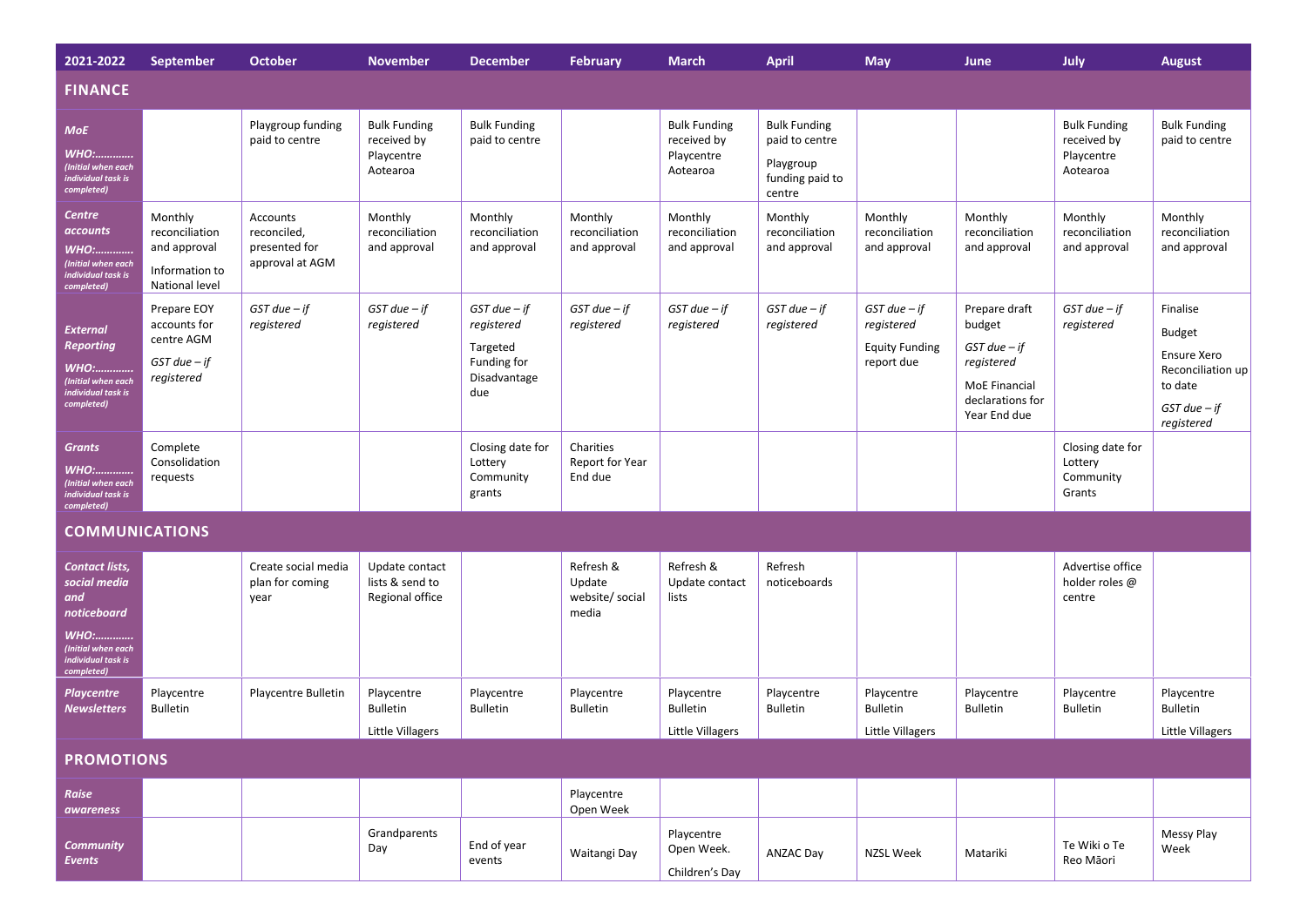| 2021-2022 | September | October | November | December | February | March | April | May | June | July | August |
|---|---|---|---|---|---|---|---|---|---|---|---|
| **FINANCE** | | | | | | | | | | | |
| ***MoE*** ***WHO:…………*** *(Initial when each individual task is completed)* | | Playgroup funding paid to centre | Bulk Funding received by Playcentre Aotearoa | Bulk Funding paid to centre | | Bulk Funding received by Playcentre Aotearoa | Bulk Funding paid to centre Playgroup funding paid to centre | | | Bulk Funding received by Playcentre Aotearoa | Bulk Funding paid to centre |
| ***Centre accounts*** ***WHO:…………*** *(Initial when each individual task is completed)* | Monthly reconciliation and approval Information to National level | Accounts reconciled, presented for approval at AGM | Monthly reconciliation and approval | Monthly reconciliation and approval | Monthly reconciliation and approval | Monthly reconciliation and approval | Monthly reconciliation and approval | Monthly reconciliation and approval | Monthly reconciliation and approval | Monthly reconciliation and approval | Monthly reconciliation and approval |
| ***External Reporting*** ***WHO:…………*** *(Initial when each individual task is completed)* | Prepare EOY accounts for centre AGM *GST due – if registered* | *GST due – if registered* | *GST due – if registered* | *GST due – if registered* Targeted Funding for Disadvantage due | *GST due – if registered* | *GST due – if registered* | *GST due – if registered* | *GST due – if registered* Equity Funding report due | Prepare draft budget *GST due – if registered* MoE Financial declarations for Year End due | *GST due – if registered* | Finalise Budget Ensure Xero Reconciliation up to date *GST due – if registered* |
| ***Grants*** ***WHO:…………*** *(Initial when each individual task is completed)* | Complete Consolidation requests | | | Closing date for Lottery Community grants | Charities Report for Year End due | | | | | Closing date for Lottery Community Grants | |
| **COMMUNICATIONS** | | | | | | | | | | | |
| ***Contact lists, social media and noticeboard*** ***WHO:…………*** *(Initial when each individual task is completed)* | | Create social media plan for coming year | Update contact lists & send to Regional office | | Refresh & Update website/ social media | Refresh & Update contact lists | Refresh noticeboards | | | Advertise office holder roles @ centre | |
| ***Playcentre Newsletters*** | Playcentre Bulletin | Playcentre Bulletin | Playcentre Bulletin Little Villagers | Playcentre Bulletin | Playcentre Bulletin | Playcentre Bulletin Little Villagers | Playcentre Bulletin | Playcentre Bulletin Little Villagers | Playcentre Bulletin | Playcentre Bulletin | Playcentre Bulletin Little Villagers |
| **PROMOTIONS** | | | | | | | | | | | |
| ***Raise awareness*** | | | | | Playcentre Open Week | | | | | | |
| ***Community Events*** | | | Grandparents Day | End of year events | Waitangi Day | Playcentre Open Week. Children's Day | ANZAC Day | NZSL Week | Matariki | Te Wiki o Te Reo Māori | Messy Play Week |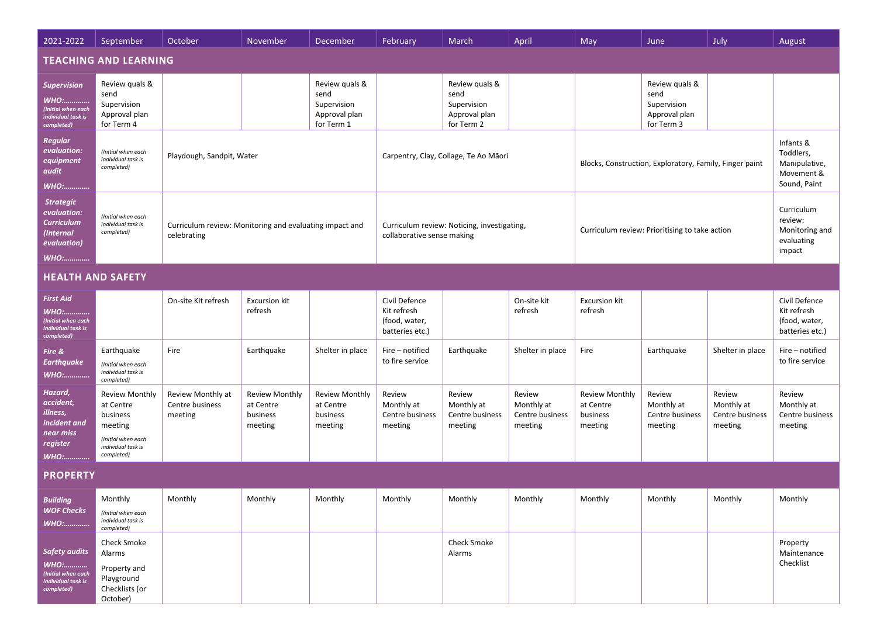| 2021-2022 | September | October | November | December | February | March | April | May | June | July | August |
|---|---|---|---|---|---|---|---|---|---|---|---|
| **TEACHING AND LEARNING** | | | | | | | | | | | |
| ***Supervision*** ***WHO:…………*** *(Initial when each individual task is completed)* | Review quals & send Supervision Approval plan for Term 4 | | | Review quals & send Supervision Approval plan for Term 1 | | Review quals & send Supervision Approval plan for Term 2 | | | Review quals & send Supervision Approval plan for Term 3 | | |
| ***Regular evaluation: equipment audit*** ***WHO:…………*** | *(Initial when each individual task is completed)* | Playdough, Sandpit, Water | | | Carpentry, Clay, Collage, Te Ao Māori | | | Blocks, Construction, Exploratory, Family, Finger paint | | | Infants & Toddlers, Manipulative, Movement & Sound, Paint |
| ***Strategic evaluation: Curriculum (Internal evaluation)*** ***WHO:…………*** | *(Initial when each individual task is completed)* | Curriculum review: Monitoring and evaluating impact and celebrating | | | Curriculum review: Noticing, investigating, collaborative sense making | | | Curriculum review: Prioritising to take action | | | Curriculum review: Monitoring and evaluating impact |
| **HEALTH AND SAFETY** | | | | | | | | | | | |
| ***First Aid*** ***WHO:…………*** *(Initial when each individual task is completed)* | | On-site Kit refresh | Excursion kit refresh | | Civil Defence Kit refresh (food, water, batteries etc.) | | On-site kit refresh | Excursion kit refresh | | | Civil Defence Kit refresh (food, water, batteries etc.) |
| ***Fire & Earthquake*** ***WHO:…………*** | Earthquake *(Initial when each individual task is completed)* | Fire | Earthquake | Shelter in place | Fire – notified to fire service | Earthquake | Shelter in place | Fire | Earthquake | Shelter in place | Fire – notified to fire service |
| ***Hazard, accident, illness, incident and near miss register*** ***WHO:…………*** | Review Monthly at Centre business meeting *(Initial when each individual task is completed)* | Review Monthly at Centre business meeting | Review Monthly at Centre business meeting | Review Monthly at Centre business meeting | Review Monthly at Centre business meeting | Review Monthly at Centre business meeting | Review Monthly at Centre business meeting | Review Monthly at Centre business meeting | Review Monthly at Centre business meeting | Review Monthly at Centre business meeting | Review Monthly at Centre business meeting |
| **PROPERTY** | | | | | | | | | | | |
| ***Building WOF Checks*** ***WHO:…………*** | Monthly *(Initial when each individual task is completed)* | Monthly | Monthly | Monthly | Monthly | Monthly | Monthly | Monthly | Monthly | Monthly | Monthly |
| ***Safety audits*** ***WHO:…………*** *(Initial when each individual task is completed)* | Check Smoke Alarms<br>Property and Playground Checklists (or October) | | | | | Check Smoke Alarms | | | | | Property Maintenance Checklist |